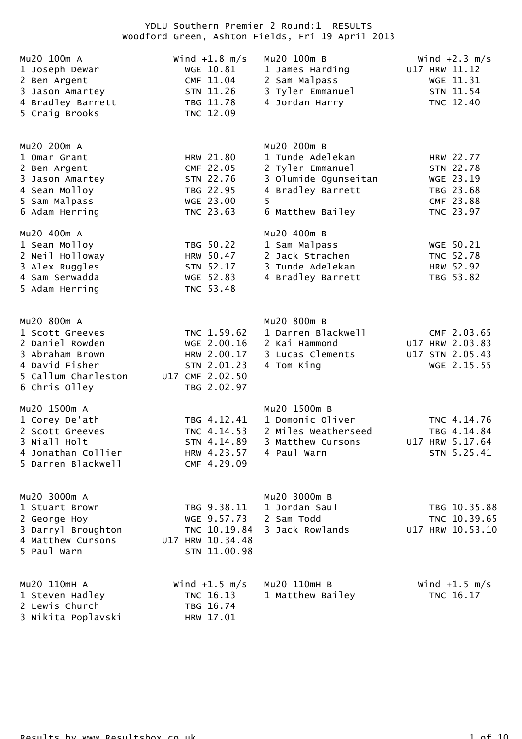# YDLU Southern Premier 2 Round:1 RESULTS

## Woodford Green, Ashton Fields, Fri 19 April 2013

### Mu20 100m A — Wind +1.8 m/s

| Pos | Name | Age | Club | Time |
|---|---|---|---|---|
| 1 | Joseph Dewar | | WGE | 10.81 |
| 2 | Ben Argent | | CMF | 11.04 |
| 3 | Jason Amartey | | STN | 11.26 |
| 4 | Bradley Barrett | | TBG | 11.78 |
| 5 | Craig Brooks | | TNC | 12.09 |

### Mu20 100m B — Wind +2.3 m/s

| Pos | Name | Age | Club | Time |
|---|---|---|---|---|
| 1 | James Harding | U17 | HRW | 11.12 |
| 2 | Sam Malpass | | WGE | 11.31 |
| 3 | Tyler Emmanuel | | STN | 11.54 |
| 4 | Jordan Harry | | TNC | 12.40 |

### Mu20 200m A

| Pos | Name | Age | Club | Time |
|---|---|---|---|---|
| 1 | Omar Grant | | HRW | 21.80 |
| 2 | Ben Argent | | CMF | 22.05 |
| 3 | Jason Amartey | | STN | 22.76 |
| 4 | Sean Molloy | | TBG | 22.95 |
| 5 | Sam Malpass | | WGE | 23.00 |
| 6 | Adam Herring | | TNC | 23.63 |

### Mu20 200m B

| Pos | Name | Age | Club | Time |
|---|---|---|---|---|
| 1 | Tunde Adelekan | | HRW | 22.77 |
| 2 | Tyler Emmanuel | | STN | 22.78 |
| 3 | Olumide Ogunseitan | | WGE | 23.19 |
| 4 | Bradley Barrett | | TBG | 23.68 |
| 5 | | | CMF | 23.88 |
| 6 | Matthew Bailey | | TNC | 23.97 |

### Mu20 400m A

| Pos | Name | Age | Club | Time |
|---|---|---|---|---|
| 1 | Sean Molloy | | TBG | 50.22 |
| 2 | Neil Holloway | | HRW | 50.47 |
| 3 | Alex Ruggles | | STN | 52.17 |
| 4 | Sam Serwadda | | WGE | 52.83 |
| 5 | Adam Herring | | TNC | 53.48 |

### Mu20 400m B

| Pos | Name | Age | Club | Time |
|---|---|---|---|---|
| 1 | Sam Malpass | | WGE | 50.21 |
| 2 | Jack Strachen | | TNC | 52.78 |
| 3 | Tunde Adelekan | | HRW | 52.92 |
| 4 | Bradley Barrett | | TBG | 53.82 |

### Mu20 800m A

| Pos | Name | Age | Club | Time |
|---|---|---|---|---|
| 1 | Scott Greeves | | TNC | 1.59.62 |
| 2 | Daniel Rowden | | WGE | 2.00.16 |
| 3 | Abraham Brown | | HRW | 2.00.17 |
| 4 | David Fisher | | STN | 2.01.23 |
| 5 | Callum Charleston | U17 | CMF | 2.02.50 |
| 6 | Chris Olley | | TBG | 2.02.97 |

### Mu20 800m B

| Pos | Name | Age | Club | Time |
|---|---|---|---|---|
| 1 | Darren Blackwell | | CMF | 2.03.65 |
| 2 | Kai Hammond | U17 | HRW | 2.03.83 |
| 3 | Lucas Clements | U17 | STN | 2.05.43 |
| 4 | Tom King | | WGE | 2.15.55 |

### Mu20 1500m A

| Pos | Name | Age | Club | Time |
|---|---|---|---|---|
| 1 | Corey De'ath | | TBG | 4.12.41 |
| 2 | Scott Greeves | | TNC | 4.14.53 |
| 3 | Niall Holt | | STN | 4.14.89 |
| 4 | Jonathan Collier | | HRW | 4.23.57 |
| 5 | Darren Blackwell | | CMF | 4.29.09 |

### Mu20 1500m B

| Pos | Name | Age | Club | Time |
|---|---|---|---|---|
| 1 | Domonic Oliver | | TNC | 4.14.76 |
| 2 | Miles Weatherseed | | TBG | 4.14.84 |
| 3 | Matthew Cursons | U17 | HRW | 5.17.64 |
| 4 | Paul Warn | | STN | 5.25.41 |

### Mu20 3000m A

| Pos | Name | Age | Club | Time |
|---|---|---|---|---|
| 1 | Stuart Brown | | TBG | 9.38.11 |
| 2 | George Hoy | | WGE | 9.57.73 |
| 3 | Darryl Broughton | | TNC | 10.19.84 |
| 4 | Matthew Cursons | U17 | HRW | 10.34.48 |
| 5 | Paul Warn | | STN | 11.00.98 |

### Mu20 3000m B

| Pos | Name | Age | Club | Time |
|---|---|---|---|---|
| 1 | Jordan Saul | | TBG | 10.35.88 |
| 2 | Sam Todd | | TNC | 10.39.65 |
| 3 | Jack Rowlands | U17 | HRW | 10.53.10 |

### Mu20 110mH A — Wind +1.5 m/s

| Pos | Name | Age | Club | Time |
|---|---|---|---|---|
| 1 | Steven Hadley | | TNC | 16.13 |
| 2 | Lewis Church | | TBG | 16.74 |
| 3 | Nikita Poplavski | | HRW | 17.01 |

### Mu20 110mH B — Wind +1.5 m/s

| Pos | Name | Age | Club | Time |
|---|---|---|---|---|
| 1 | Matthew Bailey | | TNC | 16.17 |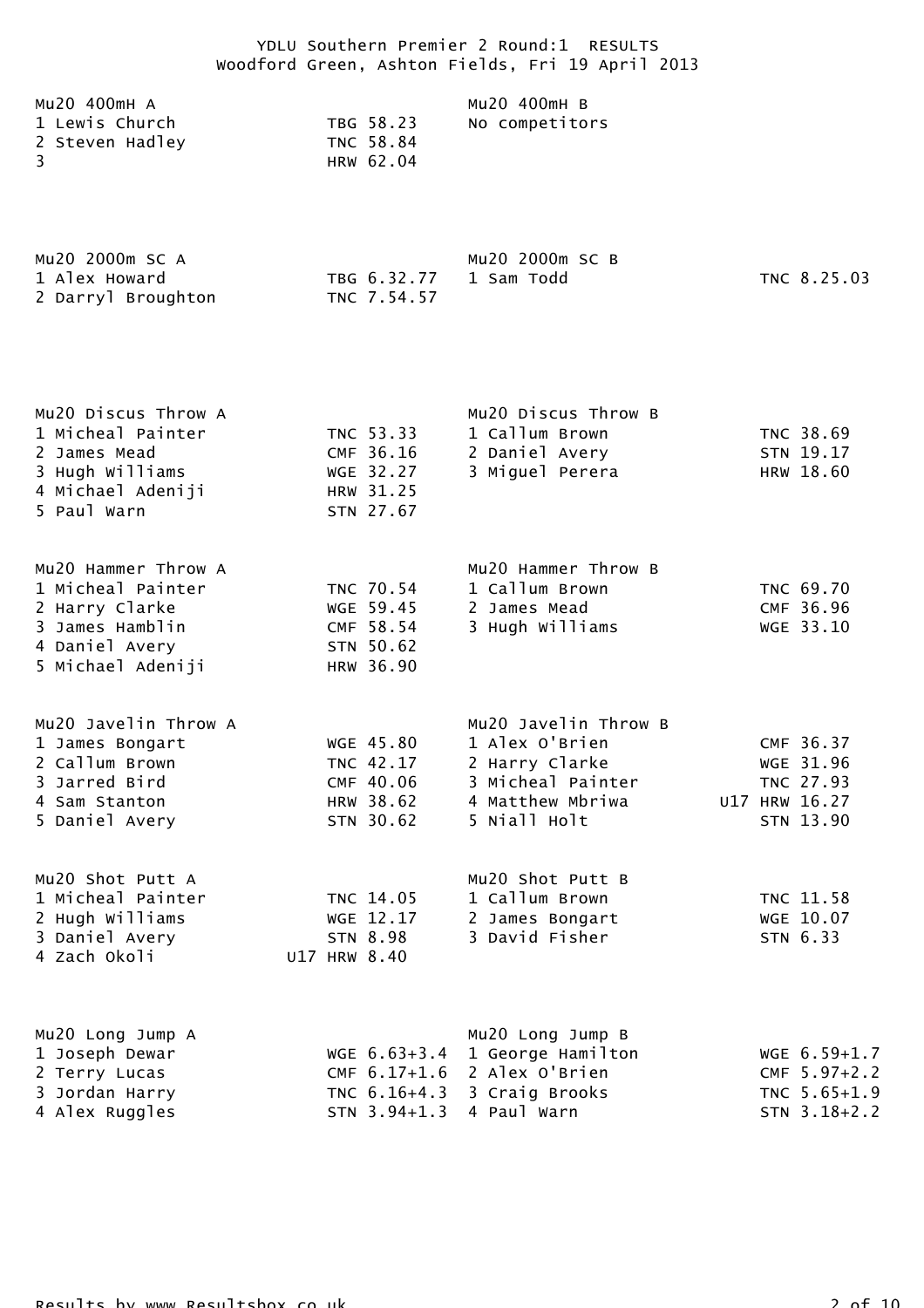# YDLU Southern Premier 2 Round:1 RESULTS

Woodford Green, Ashton Fields, Fri 19 April 2013

### Mu20 400mH A

| Pos | Name | Club | Perf |
|---|---|---|---|
| 1 | Lewis Church | TBG | 58.23 |
| 2 | Steven Hadley | TNC | 58.84 |
| 3 | | HRW | 62.04 |

### Mu20 400mH B

No competitors

### Mu20 2000m SC A

| Pos | Name | Club | Perf |
|---|---|---|---|
| 1 | Alex Howard | TBG | 6.32.77 |
| 2 | Darryl Broughton | TNC | 7.54.57 |

### Mu20 2000m SC B

| Pos | Name | Club | Perf |
|---|---|---|---|
| 1 | Sam Todd | TNC | 8.25.03 |

### Mu20 Discus Throw A

| Pos | Name | Club | Perf |
|---|---|---|---|
| 1 | Micheal Painter | TNC | 53.33 |
| 2 | James Mead | CMF | 36.16 |
| 3 | Hugh Williams | WGE | 32.27 |
| 4 | Michael Adeniji | HRW | 31.25 |
| 5 | Paul Warn | STN | 27.67 |

### Mu20 Discus Throw B

| Pos | Name | Club | Perf |
|---|---|---|---|
| 1 | Callum Brown | TNC | 38.69 |
| 2 | Daniel Avery | STN | 19.17 |
| 3 | Miguel Perera | HRW | 18.60 |

### Mu20 Hammer Throw A

| Pos | Name | Club | Perf |
|---|---|---|---|
| 1 | Micheal Painter | TNC | 70.54 |
| 2 | Harry Clarke | WGE | 59.45 |
| 3 | James Hamblin | CMF | 58.54 |
| 4 | Daniel Avery | STN | 50.62 |
| 5 | Michael Adeniji | HRW | 36.90 |

### Mu20 Hammer Throw B

| Pos | Name | Club | Perf |
|---|---|---|---|
| 1 | Callum Brown | TNC | 69.70 |
| 2 | James Mead | CMF | 36.96 |
| 3 | Hugh Williams | WGE | 33.10 |

### Mu20 Javelin Throw A

| Pos | Name | Club | Perf |
|---|---|---|---|
| 1 | James Bongart | WGE | 45.80 |
| 2 | Callum Brown | TNC | 42.17 |
| 3 | Jarred Bird | CMF | 40.06 |
| 4 | Sam Stanton | HRW | 38.62 |
| 5 | Daniel Avery | STN | 30.62 |

### Mu20 Javelin Throw B

| Pos | Name | Club | Perf |
|---|---|---|---|
| 1 | Alex O'Brien | CMF | 36.37 |
| 2 | Harry Clarke | WGE | 31.96 |
| 3 | Micheal Painter | TNC | 27.93 |
| 4 | Matthew Mbriwa | U17 HRW | 16.27 |
| 5 | Niall Holt | STN | 13.90 |

### Mu20 Shot Putt A

| Pos | Name | Club | Perf |
|---|---|---|---|
| 1 | Micheal Painter | TNC | 14.05 |
| 2 | Hugh Williams | WGE | 12.17 |
| 3 | Daniel Avery | STN | 8.98 |
| 4 | Zach Okoli | U17 HRW | 8.40 |

### Mu20 Shot Putt B

| Pos | Name | Club | Perf |
|---|---|---|---|
| 1 | Callum Brown | TNC | 11.58 |
| 2 | James Bongart | WGE | 10.07 |
| 3 | David Fisher | STN | 6.33 |

### Mu20 Long Jump A

| Pos | Name | Club | Perf |
|---|---|---|---|
| 1 | Joseph Dewar | WGE | 6.63+3.4 |
| 2 | Terry Lucas | CMF | 6.17+1.6 |
| 3 | Jordan Harry | TNC | 6.16+4.3 |
| 4 | Alex Ruggles | STN | 3.94+1.3 |

### Mu20 Long Jump B

| Pos | Name | Club | Perf |
|---|---|---|---|
| 1 | George Hamilton | WGE | 6.59+1.7 |
| 2 | Alex O'Brien | CMF | 5.97+2.2 |
| 3 | Craig Brooks | TNC | 5.65+1.9 |
| 4 | Paul Warn | STN | 3.18+2.2 |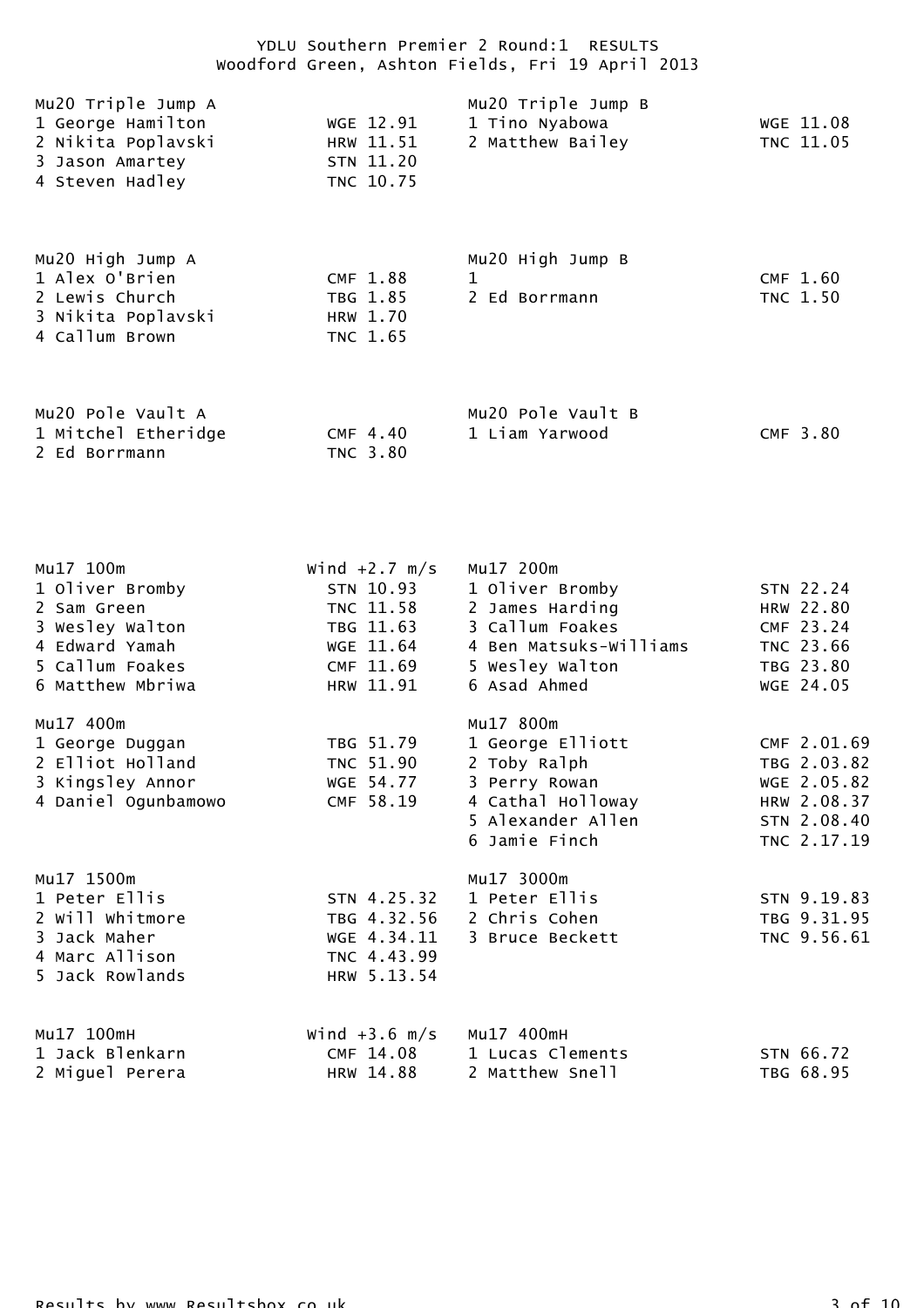YDLU Southern Premier 2 Round:1 RESULTS
Woodford Green, Ashton Fields, Fri 19 April 2013

**Mu20 Triple Jump A**

| Pos | Name | Club | Perf |
|---|---|---|---|
| 1 | George Hamilton | WGE | 12.91 |
| 2 | Nikita Poplavski | HRW | 11.51 |
| 3 | Jason Amartey | STN | 11.20 |
| 4 | Steven Hadley | TNC | 10.75 |

**Mu20 Triple Jump B**

| Pos | Name | Club | Perf |
|---|---|---|---|
| 1 | Tino Nyabowa | WGE | 11.08 |
| 2 | Matthew Bailey | TNC | 11.05 |

**Mu20 High Jump A**

| Pos | Name | Club | Perf |
|---|---|---|---|
| 1 | Alex O'Brien | CMF | 1.88 |
| 2 | Lewis Church | TBG | 1.85 |
| 3 | Nikita Poplavski | HRW | 1.70 |
| 4 | Callum Brown | TNC | 1.65 |

**Mu20 High Jump B**

| Pos | Name | Club | Perf |
|---|---|---|---|
| 1 | | CMF | 1.60 |
| 2 | Ed Borrmann | TNC | 1.50 |

**Mu20 Pole Vault A**

| Pos | Name | Club | Perf |
|---|---|---|---|
| 1 | Mitchel Etheridge | CMF | 4.40 |
| 2 | Ed Borrmann | TNC | 3.80 |

**Mu20 Pole Vault B**

| Pos | Name | Club | Perf |
|---|---|---|---|
| 1 | Liam Yarwood | CMF | 3.80 |

**Mu17 100m** Wind +2.7 m/s

| Pos | Name | Club | Perf |
|---|---|---|---|
| 1 | Oliver Bromby | STN | 10.93 |
| 2 | Sam Green | TNC | 11.58 |
| 3 | Wesley Walton | TBG | 11.63 |
| 4 | Edward Yamah | WGE | 11.64 |
| 5 | Callum Foakes | CMF | 11.69 |
| 6 | Matthew Mbriwa | HRW | 11.91 |

**Mu17 200m**

| Pos | Name | Club | Perf |
|---|---|---|---|
| 1 | Oliver Bromby | STN | 22.24 |
| 2 | James Harding | HRW | 22.80 |
| 3 | Callum Foakes | CMF | 23.24 |
| 4 | Ben Matsuks-Williams | TNC | 23.66 |
| 5 | Wesley Walton | TBG | 23.80 |
| 6 | Asad Ahmed | WGE | 24.05 |

**Mu17 400m**

| Pos | Name | Club | Perf |
|---|---|---|---|
| 1 | George Duggan | TBG | 51.79 |
| 2 | Elliot Holland | TNC | 51.90 |
| 3 | Kingsley Annor | WGE | 54.77 |
| 4 | Daniel Ogunbamowo | CMF | 58.19 |

**Mu17 800m**

| Pos | Name | Club | Perf |
|---|---|---|---|
| 1 | George Elliott | CMF | 2.01.69 |
| 2 | Toby Ralph | TBG | 2.03.82 |
| 3 | Perry Rowan | WGE | 2.05.82 |
| 4 | Cathal Holloway | HRW | 2.08.37 |
| 5 | Alexander Allen | STN | 2.08.40 |
| 6 | Jamie Finch | TNC | 2.17.19 |

**Mu17 1500m**

| Pos | Name | Club | Perf |
|---|---|---|---|
| 1 | Peter Ellis | STN | 4.25.32 |
| 2 | Will Whitmore | TBG | 4.32.56 |
| 3 | Jack Maher | WGE | 4.34.11 |
| 4 | Marc Allison | TNC | 4.43.99 |
| 5 | Jack Rowlands | HRW | 5.13.54 |

**Mu17 3000m**

| Pos | Name | Club | Perf |
|---|---|---|---|
| 1 | Peter Ellis | STN | 9.19.83 |
| 2 | Chris Cohen | TBG | 9.31.95 |
| 3 | Bruce Beckett | TNC | 9.56.61 |

**Mu17 100mH** Wind +3.6 m/s

| Pos | Name | Club | Perf |
|---|---|---|---|
| 1 | Jack Blenkarn | CMF | 14.08 |
| 2 | Miguel Perera | HRW | 14.88 |

**Mu17 400mH**

| Pos | Name | Club | Perf |
|---|---|---|---|
| 1 | Lucas Clements | STN | 66.72 |
| 2 | Matthew Snell | TBG | 68.95 |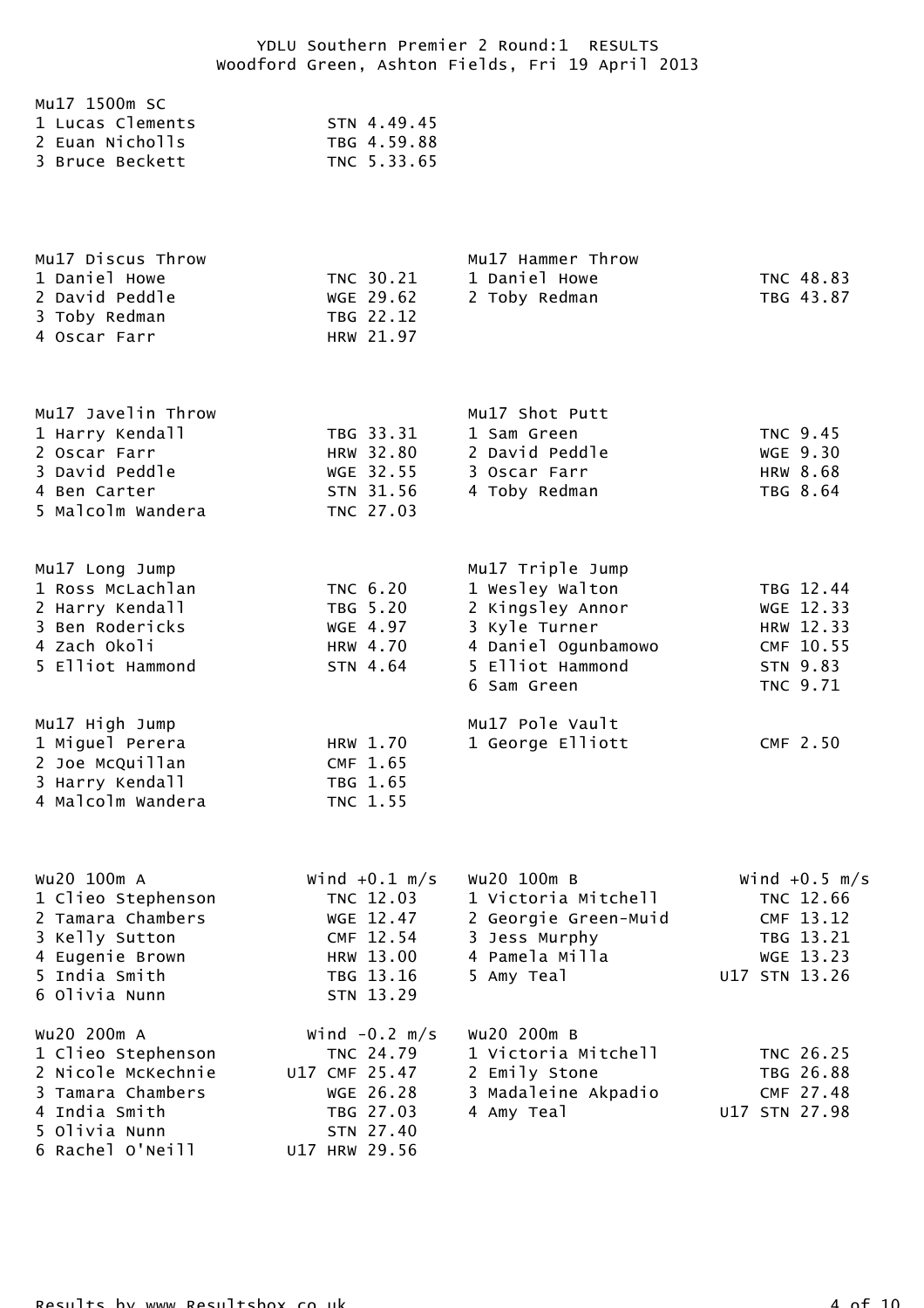# YDLU Southern Premier 2 Round:1 RESULTS

Woodford Green, Ashton Fields, Fri 19 April 2013

### Mu17 1500m SC

| Pos | Name | Club | Perf |
|---|---|---|---|
| 1 | Lucas Clements | STN | 4.49.45 |
| 2 | Euan Nicholls | TBG | 4.59.88 |
| 3 | Bruce Beckett | TNC | 5.33.65 |

### Mu17 Discus Throw

| Pos | Name | Club | Perf |
|---|---|---|---|
| 1 | Daniel Howe | TNC | 30.21 |
| 2 | David Peddle | WGE | 29.62 |
| 3 | Toby Redman | TBG | 22.12 |
| 4 | Oscar Farr | HRW | 21.97 |

### Mu17 Hammer Throw

| Pos | Name | Club | Perf |
|---|---|---|---|
| 1 | Daniel Howe | TNC | 48.83 |
| 2 | Toby Redman | TBG | 43.87 |

### Mu17 Javelin Throw

| Pos | Name | Club | Perf |
|---|---|---|---|
| 1 | Harry Kendall | TBG | 33.31 |
| 2 | Oscar Farr | HRW | 32.80 |
| 3 | David Peddle | WGE | 32.55 |
| 4 | Ben Carter | STN | 31.56 |
| 5 | Malcolm Wandera | TNC | 27.03 |

### Mu17 Shot Putt

| Pos | Name | Club | Perf |
|---|---|---|---|
| 1 | Sam Green | TNC | 9.45 |
| 2 | David Peddle | WGE | 9.30 |
| 3 | Oscar Farr | HRW | 8.68 |
| 4 | Toby Redman | TBG | 8.64 |

### Mu17 Long Jump

| Pos | Name | Club | Perf |
|---|---|---|---|
| 1 | Ross McLachlan | TNC | 6.20 |
| 2 | Harry Kendall | TBG | 5.20 |
| 3 | Ben Rodericks | WGE | 4.97 |
| 4 | Zach Okoli | HRW | 4.70 |
| 5 | Elliot Hammond | STN | 4.64 |

### Mu17 Triple Jump

| Pos | Name | Club | Perf |
|---|---|---|---|
| 1 | Wesley Walton | TBG | 12.44 |
| 2 | Kingsley Annor | WGE | 12.33 |
| 3 | Kyle Turner | HRW | 12.33 |
| 4 | Daniel Ogunbamowo | CMF | 10.55 |
| 5 | Elliot Hammond | STN | 9.83 |
| 6 | Sam Green | TNC | 9.71 |

### Mu17 High Jump

| Pos | Name | Club | Perf |
|---|---|---|---|
| 1 | Miguel Perera | HRW | 1.70 |
| 2 | Joe McQuillan | CMF | 1.65 |
| 3 | Harry Kendall | TBG | 1.65 |
| 4 | Malcolm Wandera | TNC | 1.55 |

### Mu17 Pole Vault

| Pos | Name | Club | Perf |
|---|---|---|---|
| 1 | George Elliott | CMF | 2.50 |

### Wu20 100m A — Wind +0.1 m/s

| Pos | Name | Club | Perf |
|---|---|---|---|
| 1 | Clieo Stephenson | TNC | 12.03 |
| 2 | Tamara Chambers | WGE | 12.47 |
| 3 | Kelly Sutton | CMF | 12.54 |
| 4 | Eugenie Brown | HRW | 13.00 |
| 5 | India Smith | TBG | 13.16 |
| 6 | Olivia Nunn | STN | 13.29 |

### Wu20 100m B — Wind +0.5 m/s

| Pos | Name | Club | Perf |
|---|---|---|---|
| 1 | Victoria Mitchell | TNC | 12.66 |
| 2 | Georgie Green-Muid | CMF | 13.12 |
| 3 | Jess Murphy | TBG | 13.21 |
| 4 | Pamela Milla | WGE | 13.23 |
| 5 | Amy Teal | U17 STN | 13.26 |

### Wu20 200m A — Wind -0.2 m/s

| Pos | Name | Club | Perf |
|---|---|---|---|
| 1 | Clieo Stephenson | TNC | 24.79 |
| 2 | Nicole McKechnie | U17 CMF | 25.47 |
| 3 | Tamara Chambers | WGE | 26.28 |
| 4 | India Smith | TBG | 27.03 |
| 5 | Olivia Nunn | STN | 27.40 |
| 6 | Rachel O'Neill | U17 HRW | 29.56 |

### Wu20 200m B

| Pos | Name | Club | Perf |
|---|---|---|---|
| 1 | Victoria Mitchell | TNC | 26.25 |
| 2 | Emily Stone | TBG | 26.88 |
| 3 | Madaleine Akpadio | CMF | 27.48 |
| 4 | Amy Teal | U17 STN | 27.98 |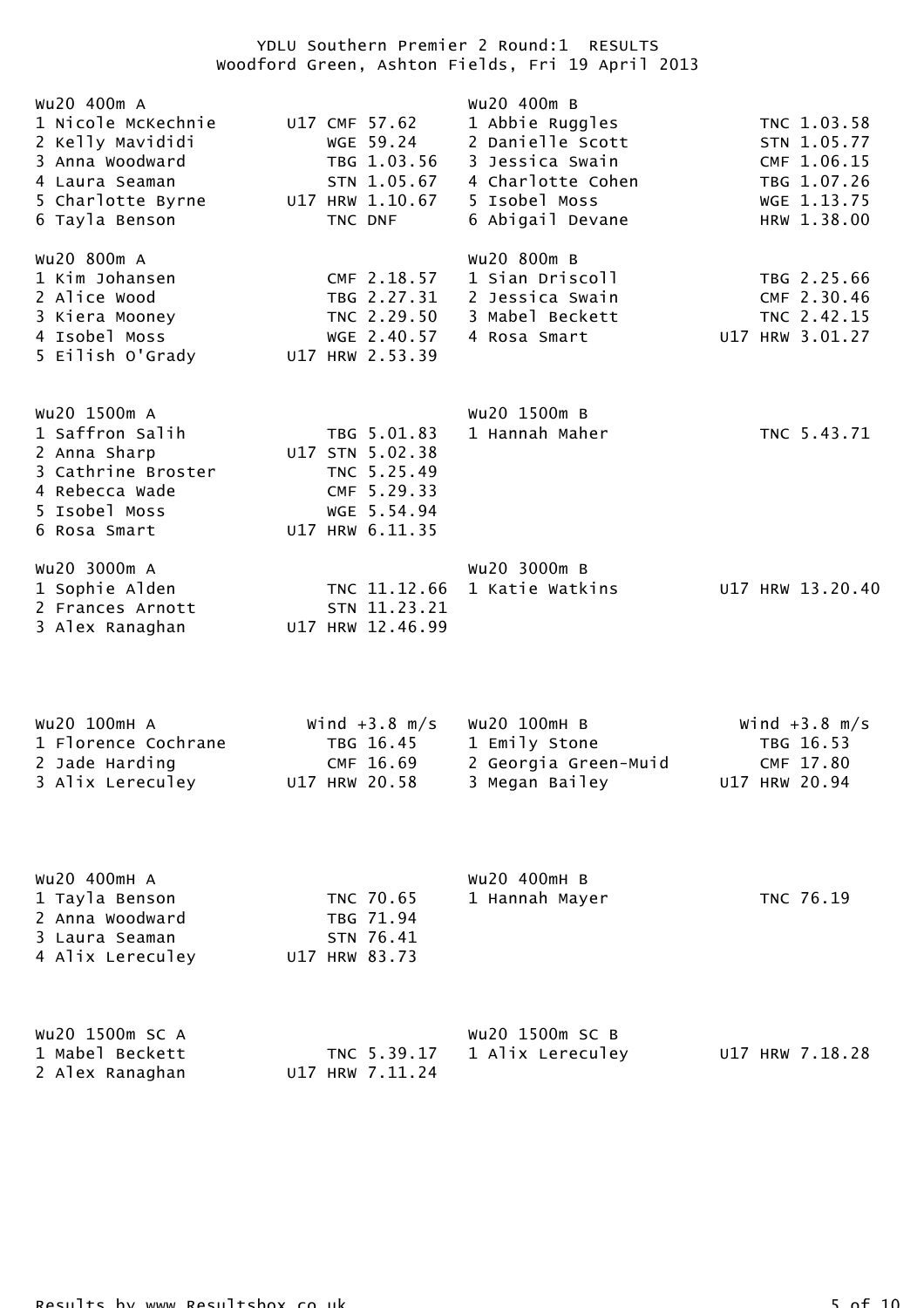# YDLU Southern Premier 2 Round:1 RESULTS

## Woodford Green, Ashton Fields, Fri 19 April 2013

### WU20 400m A

| Pos | Name | Age | Club | Time |
|---|---|---|---|---|
| 1 | Nicole McKechnie | U17 | CMF | 57.62 |
| 2 | Kelly Mavididi | | WGE | 59.24 |
| 3 | Anna Woodward | | TBG | 1.03.56 |
| 4 | Laura Seaman | | STN | 1.05.67 |
| 5 | Charlotte Byrne | U17 | HRW | 1.10.67 |
| 6 | Tayla Benson | | TNC | DNF |

### WU20 400m B

| Pos | Name | Age | Club | Time |
|---|---|---|---|---|
| 1 | Abbie Ruggles | | TNC | 1.03.58 |
| 2 | Danielle Scott | | STN | 1.05.77 |
| 3 | Jessica Swain | | CMF | 1.06.15 |
| 4 | Charlotte Cohen | | TBG | 1.07.26 |
| 5 | Isobel Moss | | WGE | 1.13.75 |
| 6 | Abigail Devane | | HRW | 1.38.00 |

### WU20 800m A

| Pos | Name | Age | Club | Time |
|---|---|---|---|---|
| 1 | Kim Johansen | | CMF | 2.18.57 |
| 2 | Alice Wood | | TBG | 2.27.31 |
| 3 | Kiera Mooney | | TNC | 2.29.50 |
| 4 | Isobel Moss | | WGE | 2.40.57 |
| 5 | Eilish O'Grady | U17 | HRW | 2.53.39 |

### WU20 800m B

| Pos | Name | Age | Club | Time |
|---|---|---|---|---|
| 1 | Sian Driscoll | | TBG | 2.25.66 |
| 2 | Jessica Swain | | CMF | 2.30.46 |
| 3 | Mabel Beckett | | TNC | 2.42.15 |
| 4 | Rosa Smart | U17 | HRW | 3.01.27 |

### WU20 1500m A

| Pos | Name | Age | Club | Time |
|---|---|---|---|---|
| 1 | Saffron Salih | | TBG | 5.01.83 |
| 2 | Anna Sharp | U17 | STN | 5.02.38 |
| 3 | Cathrine Broster | | TNC | 5.25.49 |
| 4 | Rebecca Wade | | CMF | 5.29.33 |
| 5 | Isobel Moss | | WGE | 5.54.94 |
| 6 | Rosa Smart | U17 | HRW | 6.11.35 |

### WU20 1500m B

| Pos | Name | Age | Club | Time |
|---|---|---|---|---|
| 1 | Hannah Maher | | TNC | 5.43.71 |

### WU20 3000m A

| Pos | Name | Age | Club | Time |
|---|---|---|---|---|
| 1 | Sophie Alden | | TNC | 11.12.66 |
| 2 | Frances Arnott | | STN | 11.23.21 |
| 3 | Alex Ranaghan | U17 | HRW | 12.46.99 |

### WU20 3000m B

| Pos | Name | Age | Club | Time |
|---|---|---|---|---|
| 1 | Katie Watkins | U17 | HRW | 13.20.40 |

### WU20 100mH A — Wind +3.8 m/s

| Pos | Name | Age | Club | Time |
|---|---|---|---|---|
| 1 | Florence Cochrane | | TBG | 16.45 |
| 2 | Jade Harding | | CMF | 16.69 |
| 3 | Alix Lereculey | U17 | HRW | 20.58 |

### WU20 100mH B — Wind +3.8 m/s

| Pos | Name | Age | Club | Time |
|---|---|---|---|---|
| 1 | Emily Stone | | TBG | 16.53 |
| 2 | Georgia Green-Muid | | CMF | 17.80 |
| 3 | Megan Bailey | U17 | HRW | 20.94 |

### WU20 400mH A

| Pos | Name | Age | Club | Time |
|---|---|---|---|---|
| 1 | Tayla Benson | | TNC | 70.65 |
| 2 | Anna Woodward | | TBG | 71.94 |
| 3 | Laura Seaman | | STN | 76.41 |
| 4 | Alix Lereculey | U17 | HRW | 83.73 |

### WU20 400mH B

| Pos | Name | Age | Club | Time |
|---|---|---|---|---|
| 1 | Hannah Mayer | | TNC | 76.19 |

### WU20 1500m SC A

| Pos | Name | Age | Club | Time |
|---|---|---|---|---|
| 1 | Mabel Beckett | | TNC | 5.39.17 |
| 2 | Alex Ranaghan | U17 | HRW | 7.11.24 |

### WU20 1500m SC B

| Pos | Name | Age | Club | Time |
|---|---|---|---|---|
| 1 | Alix Lereculey | U17 | HRW | 7.18.28 |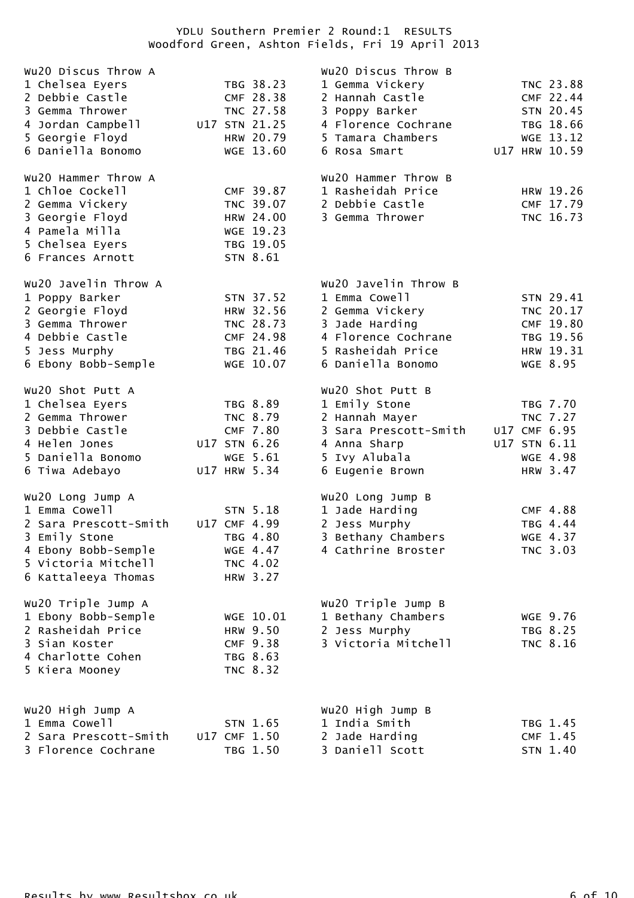YDLU Southern Premier 2 Round:1 RESULTS
Woodford Green, Ashton Fields, Fri 19 April 2013

### Wu20 Discus Throw A

| Pos | Name | Age | Club | Perf |
|---|---|---|---|---|
| 1 | Chelsea Eyers | | TBG | 38.23 |
| 2 | Debbie Castle | | CMF | 28.38 |
| 3 | Gemma Thrower | | TNC | 27.58 |
| 4 | Jordan Campbell | U17 | STN | 21.25 |
| 5 | Georgie Floyd | | HRW | 20.79 |
| 6 | Daniella Bonomo | | WGE | 13.60 |

### Wu20 Discus Throw B

| Pos | Name | Age | Club | Perf |
|---|---|---|---|---|
| 1 | Gemma Vickery | | TNC | 23.88 |
| 2 | Hannah Castle | | CMF | 22.44 |
| 3 | Poppy Barker | | STN | 20.45 |
| 4 | Florence Cochrane | | TBG | 18.66 |
| 5 | Tamara Chambers | | WGE | 13.12 |
| 6 | Rosa Smart | U17 | HRW | 10.59 |

### Wu20 Hammer Throw A

| Pos | Name | Age | Club | Perf |
|---|---|---|---|---|
| 1 | Chloe Cockell | | CMF | 39.87 |
| 2 | Gemma Vickery | | TNC | 39.07 |
| 3 | Georgie Floyd | | HRW | 24.00 |
| 4 | Pamela Milla | | WGE | 19.23 |
| 5 | Chelsea Eyers | | TBG | 19.05 |
| 6 | Frances Arnott | | STN | 8.61 |

### Wu20 Hammer Throw B

| Pos | Name | Age | Club | Perf |
|---|---|---|---|---|
| 1 | Rasheidah Price | | HRW | 19.26 |
| 2 | Debbie Castle | | CMF | 17.79 |
| 3 | Gemma Thrower | | TNC | 16.73 |

### Wu20 Javelin Throw A

| Pos | Name | Age | Club | Perf |
|---|---|---|---|---|
| 1 | Poppy Barker | | STN | 37.52 |
| 2 | Georgie Floyd | | HRW | 32.56 |
| 3 | Gemma Thrower | | TNC | 28.73 |
| 4 | Debbie Castle | | CMF | 24.98 |
| 5 | Jess Murphy | | TBG | 21.46 |
| 6 | Ebony Bobb-Semple | | WGE | 10.07 |

### Wu20 Javelin Throw B

| Pos | Name | Age | Club | Perf |
|---|---|---|---|---|
| 1 | Emma Cowell | | STN | 29.41 |
| 2 | Gemma Vickery | | TNC | 20.17 |
| 3 | Jade Harding | | CMF | 19.80 |
| 4 | Florence Cochrane | | TBG | 19.56 |
| 5 | Rasheidah Price | | HRW | 19.31 |
| 6 | Daniella Bonomo | | WGE | 8.95 |

### Wu20 Shot Putt A

| Pos | Name | Age | Club | Perf |
|---|---|---|---|---|
| 1 | Chelsea Eyers | | TBG | 8.89 |
| 2 | Gemma Thrower | | TNC | 8.79 |
| 3 | Debbie Castle | | CMF | 7.80 |
| 4 | Helen Jones | U17 | STN | 6.26 |
| 5 | Daniella Bonomo | | WGE | 5.61 |
| 6 | Tiwa Adebayo | U17 | HRW | 5.34 |

### Wu20 Shot Putt B

| Pos | Name | Age | Club | Perf |
|---|---|---|---|---|
| 1 | Emily Stone | | TBG | 7.70 |
| 2 | Hannah Mayer | | TNC | 7.27 |
| 3 | Sara Prescott-Smith | U17 | CMF | 6.95 |
| 4 | Anna Sharp | U17 | STN | 6.11 |
| 5 | Ivy Alubala | | WGE | 4.98 |
| 6 | Eugenie Brown | | HRW | 3.47 |

### Wu20 Long Jump A

| Pos | Name | Age | Club | Perf |
|---|---|---|---|---|
| 1 | Emma Cowell | | STN | 5.18 |
| 2 | Sara Prescott-Smith | U17 | CMF | 4.99 |
| 3 | Emily Stone | | TBG | 4.80 |
| 4 | Ebony Bobb-Semple | | WGE | 4.47 |
| 5 | Victoria Mitchell | | TNC | 4.02 |
| 6 | Kattaleeya Thomas | | HRW | 3.27 |

### Wu20 Long Jump B

| Pos | Name | Age | Club | Perf |
|---|---|---|---|---|
| 1 | Jade Harding | | CMF | 4.88 |
| 2 | Jess Murphy | | TBG | 4.44 |
| 3 | Bethany Chambers | | WGE | 4.37 |
| 4 | Cathrine Broster | | TNC | 3.03 |

### Wu20 Triple Jump A

| Pos | Name | Age | Club | Perf |
|---|---|---|---|---|
| 1 | Ebony Bobb-Semple | | WGE | 10.01 |
| 2 | Rasheidah Price | | HRW | 9.50 |
| 3 | Sian Koster | | CMF | 9.38 |
| 4 | Charlotte Cohen | | TBG | 8.63 |
| 5 | Kiera Mooney | | TNC | 8.32 |

### Wu20 Triple Jump B

| Pos | Name | Age | Club | Perf |
|---|---|---|---|---|
| 1 | Bethany Chambers | | WGE | 9.76 |
| 2 | Jess Murphy | | TBG | 8.25 |
| 3 | Victoria Mitchell | | TNC | 8.16 |

### Wu20 High Jump A

| Pos | Name | Age | Club | Perf |
|---|---|---|---|---|
| 1 | Emma Cowell | | STN | 1.65 |
| 2 | Sara Prescott-Smith | U17 | CMF | 1.50 |
| 3 | Florence Cochrane | | TBG | 1.50 |

### Wu20 High Jump B

| Pos | Name | Age | Club | Perf |
|---|---|---|---|---|
| 1 | India Smith | | TBG | 1.45 |
| 2 | Jade Harding | | CMF | 1.45 |
| 3 | Daniell Scott | | STN | 1.40 |

Results by www.Resultsbox.co.uk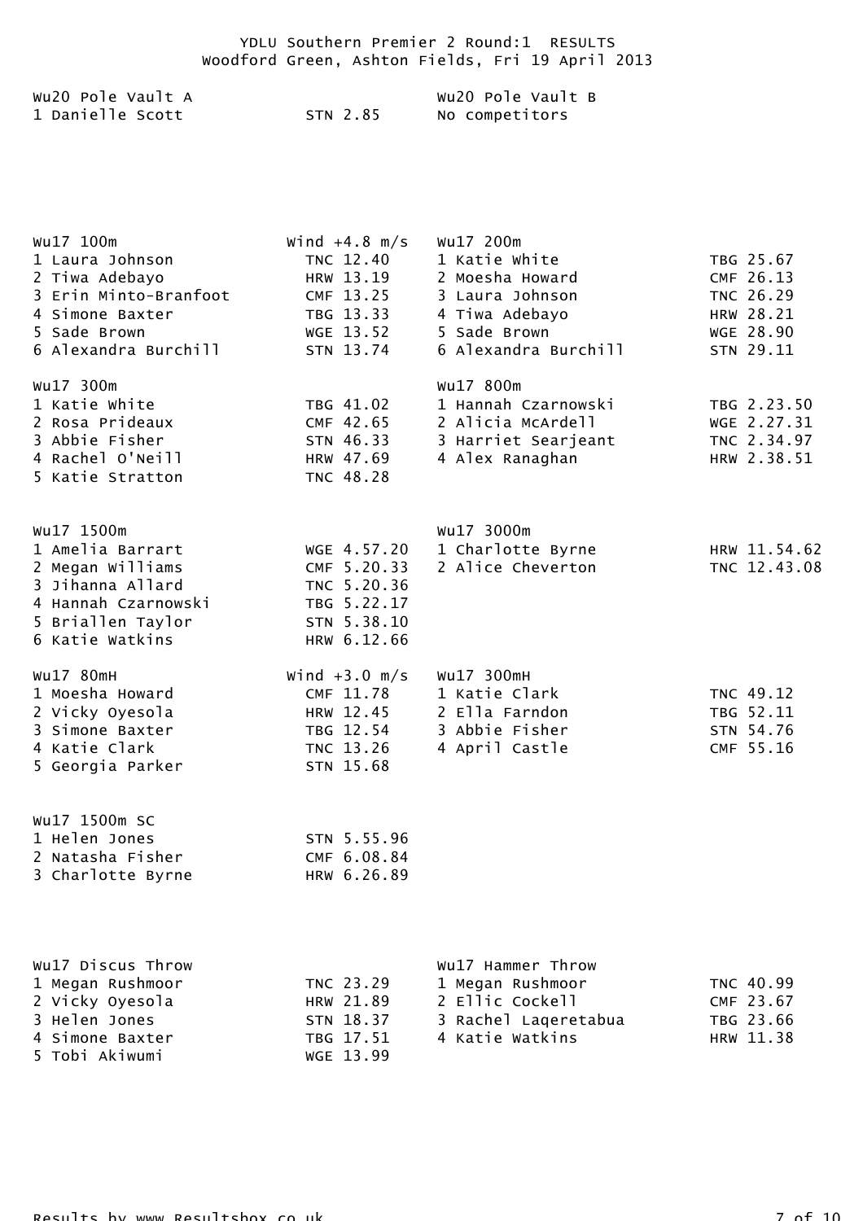# YDLU Southern Premier 2 Round:1 RESULTS

Woodford Green, Ashton Fields, Fri 19 April 2013

### Wu20 Pole Vault A

| Pos | Name | Club | Result |
|---|---|---|---|
| 1 | Danielle Scott | STN | 2.85 |

### Wu20 Pole Vault B

No competitors

### Wu17 100m (Wind +4.8 m/s)

| Pos | Name | Club | Result |
|---|---|---|---|
| 1 | Laura Johnson | TNC | 12.40 |
| 2 | Tiwa Adebayo | HRW | 13.19 |
| 3 | Erin Minto-Branfoot | CMF | 13.25 |
| 4 | Simone Baxter | TBG | 13.33 |
| 5 | Sade Brown | WGE | 13.52 |
| 6 | Alexandra Burchill | STN | 13.74 |

### Wu17 200m

| Pos | Name | Club | Result |
|---|---|---|---|
| 1 | Katie White | TBG | 25.67 |
| 2 | Moesha Howard | CMF | 26.13 |
| 3 | Laura Johnson | TNC | 26.29 |
| 4 | Tiwa Adebayo | HRW | 28.21 |
| 5 | Sade Brown | WGE | 28.90 |
| 6 | Alexandra Burchill | STN | 29.11 |

### Wu17 300m

| Pos | Name | Club | Result |
|---|---|---|---|
| 1 | Katie White | TBG | 41.02 |
| 2 | Rosa Prideaux | CMF | 42.65 |
| 3 | Abbie Fisher | STN | 46.33 |
| 4 | Rachel O'Neill | HRW | 47.69 |
| 5 | Katie Stratton | TNC | 48.28 |

### Wu17 800m

| Pos | Name | Club | Result |
|---|---|---|---|
| 1 | Hannah Czarnowski | TBG | 2.23.50 |
| 2 | Alicia McArdell | WGE | 2.27.31 |
| 3 | Harriet Searjeant | TNC | 2.34.97 |
| 4 | Alex Ranaghan | HRW | 2.38.51 |

### Wu17 1500m

| Pos | Name | Club | Result |
|---|---|---|---|
| 1 | Amelia Barrart | WGE | 4.57.20 |
| 2 | Megan Williams | CMF | 5.20.33 |
| 3 | Jihanna Allard | TNC | 5.20.36 |
| 4 | Hannah Czarnowski | TBG | 5.22.17 |
| 5 | Briallen Taylor | STN | 5.38.10 |
| 6 | Katie Watkins | HRW | 6.12.66 |

### Wu17 3000m

| Pos | Name | Club | Result |
|---|---|---|---|
| 1 | Charlotte Byrne | HRW | 11.54.62 |
| 2 | Alice Cheverton | TNC | 12.43.08 |

### Wu17 80mH (Wind +3.0 m/s)

| Pos | Name | Club | Result |
|---|---|---|---|
| 1 | Moesha Howard | CMF | 11.78 |
| 2 | Vicky Oyesola | HRW | 12.45 |
| 3 | Simone Baxter | TBG | 12.54 |
| 4 | Katie Clark | TNC | 13.26 |
| 5 | Georgia Parker | STN | 15.68 |

### Wu17 300mH

| Pos | Name | Club | Result |
|---|---|---|---|
| 1 | Katie Clark | TNC | 49.12 |
| 2 | Ella Farndon | TBG | 52.11 |
| 3 | Abbie Fisher | STN | 54.76 |
| 4 | April Castle | CMF | 55.16 |

### Wu17 1500m SC

| Pos | Name | Club | Result |
|---|---|---|---|
| 1 | Helen Jones | STN | 5.55.96 |
| 2 | Natasha Fisher | CMF | 6.08.84 |
| 3 | Charlotte Byrne | HRW | 6.26.89 |

### Wu17 Discus Throw

| Pos | Name | Club | Result |
|---|---|---|---|
| 1 | Megan Rushmoor | TNC | 23.29 |
| 2 | Vicky Oyesola | HRW | 21.89 |
| 3 | Helen Jones | STN | 18.37 |
| 4 | Simone Baxter | TBG | 17.51 |
| 5 | Tobi Akiwumi | WGE | 13.99 |

### Wu17 Hammer Throw

| Pos | Name | Club | Result |
|---|---|---|---|
| 1 | Megan Rushmoor | TNC | 40.99 |
| 2 | Ellic Cockell | CMF | 23.67 |
| 3 | Rachel Laqeretabua | TBG | 23.66 |
| 4 | Katie Watkins | HRW | 11.38 |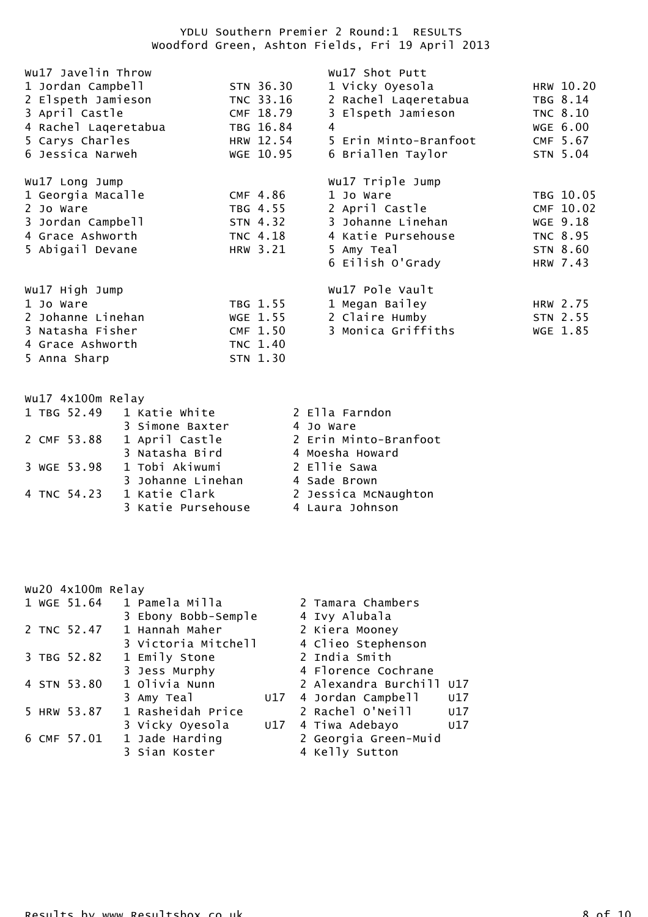YDLU Southern Premier 2 Round:1 RESULTS
Woodford Green, Ashton Fields, Fri 19 April 2013

### Wu17 Javelin Throw

| Pos | Name | Club | Mark |
|---|---|---|---|
| 1 | Jordan Campbell | STN | 36.30 |
| 2 | Elspeth Jamieson | TNC | 33.16 |
| 3 | April Castle | CMF | 18.79 |
| 4 | Rachel Laqeretabua | TBG | 16.84 |
| 5 | Carys Charles | HRW | 12.54 |
| 6 | Jessica Narweh | WGE | 10.95 |

### Wu17 Shot Putt

| Pos | Name | Club | Mark |
|---|---|---|---|
| 1 | Vicky Oyesola | HRW | 10.20 |
| 2 | Rachel Laqeretabua | TBG | 8.14 |
| 3 | Elspeth Jamieson | TNC | 8.10 |
| 4 | | WGE | 6.00 |
| 5 | Erin Minto-Branfoot | CMF | 5.67 |
| 6 | Briallen Taylor | STN | 5.04 |

### Wu17 Long Jump

| Pos | Name | Club | Mark |
|---|---|---|---|
| 1 | Georgia Macalle | CMF | 4.86 |
| 2 | Jo Ware | TBG | 4.55 |
| 3 | Jordan Campbell | STN | 4.32 |
| 4 | Grace Ashworth | TNC | 4.18 |
| 5 | Abigail Devane | HRW | 3.21 |

### Wu17 Triple Jump

| Pos | Name | Club | Mark |
|---|---|---|---|
| 1 | Jo Ware | TBG | 10.05 |
| 2 | April Castle | CMF | 10.02 |
| 3 | Johanne Linehan | WGE | 9.18 |
| 4 | Katie Pursehouse | TNC | 8.95 |
| 5 | Amy Teal | STN | 8.60 |
| 6 | Eilish O'Grady | HRW | 7.43 |

### Wu17 High Jump

| Pos | Name | Club | Mark |
|---|---|---|---|
| 1 | Jo Ware | TBG | 1.55 |
| 2 | Johanne Linehan | WGE | 1.55 |
| 3 | Natasha Fisher | CMF | 1.50 |
| 4 | Grace Ashworth | TNC | 1.40 |
| 5 | Anna Sharp | STN | 1.30 |

### Wu17 Pole Vault

| Pos | Name | Club | Mark |
|---|---|---|---|
| 1 | Megan Bailey | HRW | 2.75 |
| 2 | Claire Humby | STN | 2.55 |
| 3 | Monica Griffiths | WGE | 1.85 |

### Wu17 4x100m Relay

| Pos | Club | Time | Runners |
|---|---|---|---|
| 1 | TBG | 52.49 | 1 Katie White, 2 Ella Farndon, 3 Simone Baxter, 4 Jo Ware |
| 2 | CMF | 53.88 | 1 April Castle, 2 Erin Minto-Branfoot, 3 Natasha Bird, 4 Moesha Howard |
| 3 | WGE | 53.98 | 1 Tobi Akiwumi, 2 Ellie Sawa, 3 Johanne Linehan, 4 Sade Brown |
| 4 | TNC | 54.23 | 1 Katie Clark, 2 Jessica McNaughton, 3 Katie Pursehouse, 4 Laura Johnson |

### Wu20 4x100m Relay

| Pos | Club | Time | Runners |
|---|---|---|---|
| 1 | WGE | 51.64 | 1 Pamela Milla, 2 Tamara Chambers, 3 Ebony Bobb-Semple, 4 Ivy Alubala |
| 2 | TNC | 52.47 | 1 Hannah Maher, 2 Kiera Mooney, 3 Victoria Mitchell, 4 Clieo Stephenson |
| 3 | TBG | 52.82 | 1 Emily Stone, 2 India Smith, 3 Jess Murphy, 4 Florence Cochrane |
| 4 | STN | 53.80 | 1 Olivia Nunn, 2 Alexandra Burchill U17, 3 Amy Teal U17, 4 Jordan Campbell U17 |
| 5 | HRW | 53.87 | 1 Rasheidah Price, 2 Rachel O'Neill U17, 3 Vicky Oyesola U17, 4 Tiwa Adebayo U17 |
| 6 | CMF | 57.01 | 1 Jade Harding, 2 Georgia Green-Muid, 3 Sian Koster, 4 Kelly Sutton |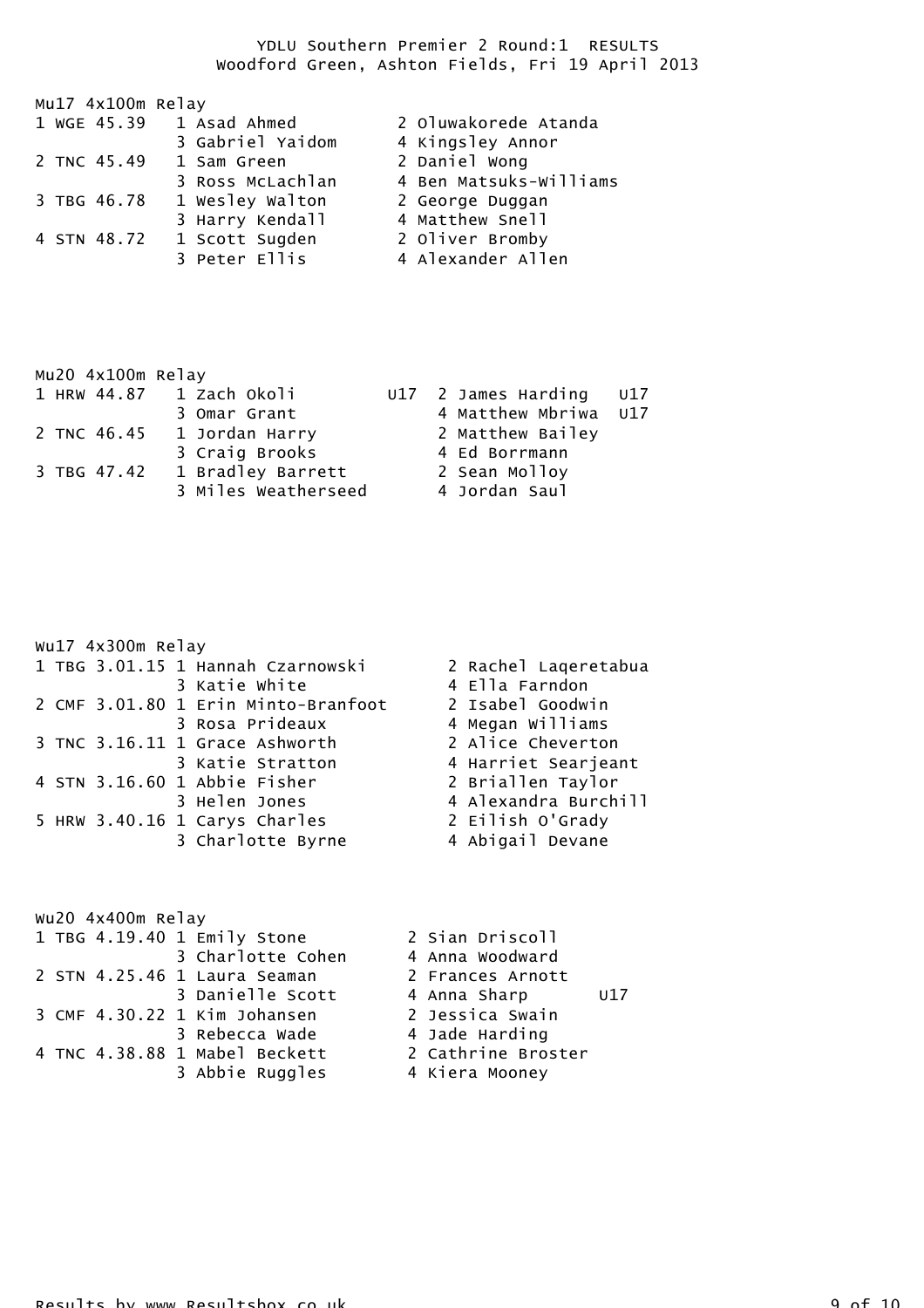# YDLU Southern Premier 2 Round:1 RESULTS

Woodford Green, Ashton Fields, Fri 19 April 2013

## Mu17 4x100m Relay

| Pos | Team | Time | Leg 1 | Leg 2 | Leg 3 | Leg 4 |
|---|---|---|---|---|---|---|
| 1 | WGE | 45.39 | Asad Ahmed | Oluwakorede Atanda | Gabriel Yaidom | Kingsley Annor |
| 2 | TNC | 45.49 | Sam Green | Daniel Wong | Ross McLachlan | Ben Matsuks-Williams |
| 3 | TBG | 46.78 | Wesley Walton | George Duggan | Harry Kendall | Matthew Snell |
| 4 | STN | 48.72 | Scott Sugden | Oliver Bromby | Peter Ellis | Alexander Allen |

## Mu20 4x100m Relay

| Pos | Team | Time | Leg 1 | Leg 2 | Leg 3 | Leg 4 |
|---|---|---|---|---|---|---|
| 1 | HRW | 44.87 | Zach Okoli U17 | James Harding U17 | Omar Grant | Matthew Mbriwa U17 |
| 2 | TNC | 46.45 | Jordan Harry | Matthew Bailey | Craig Brooks | Ed Borrmann |
| 3 | TBG | 47.42 | Bradley Barrett | Sean Molloy | Miles Weatherseed | Jordan Saul |

## Wu17 4x300m Relay

| Pos | Team | Time | Leg 1 | Leg 2 | Leg 3 | Leg 4 |
|---|---|---|---|---|---|---|
| 1 | TBG | 3.01.15 | Hannah Czarnowski | Rachel Laqeretabua | Katie White | Ella Farndon |
| 2 | CMF | 3.01.80 | Erin Minto-Branfoot | Isabel Goodwin | Rosa Prideaux | Megan Williams |
| 3 | TNC | 3.16.11 | Grace Ashworth | Alice Cheverton | Katie Stratton | Harriet Searjeant |
| 4 | STN | 3.16.60 | Abbie Fisher | Briallen Taylor | Helen Jones | Alexandra Burchill |
| 5 | HRW | 3.40.16 | Carys Charles | Eilish O'Grady | Charlotte Byrne | Abigail Devane |

## Wu20 4x400m Relay

| Pos | Team | Time | Leg 1 | Leg 2 | Leg 3 | Leg 4 |
|---|---|---|---|---|---|---|
| 1 | TBG | 4.19.40 | Emily Stone | Sian Driscoll | Charlotte Cohen | Anna Woodward |
| 2 | STN | 4.25.46 | Laura Seaman | Frances Arnott | Danielle Scott | Anna Sharp U17 |
| 3 | CMF | 4.30.22 | Kim Johansen | Jessica Swain | Rebecca Wade | Jade Harding |
| 4 | TNC | 4.38.88 | Mabel Beckett | Cathrine Broster | Abbie Ruggles | Kiera Mooney |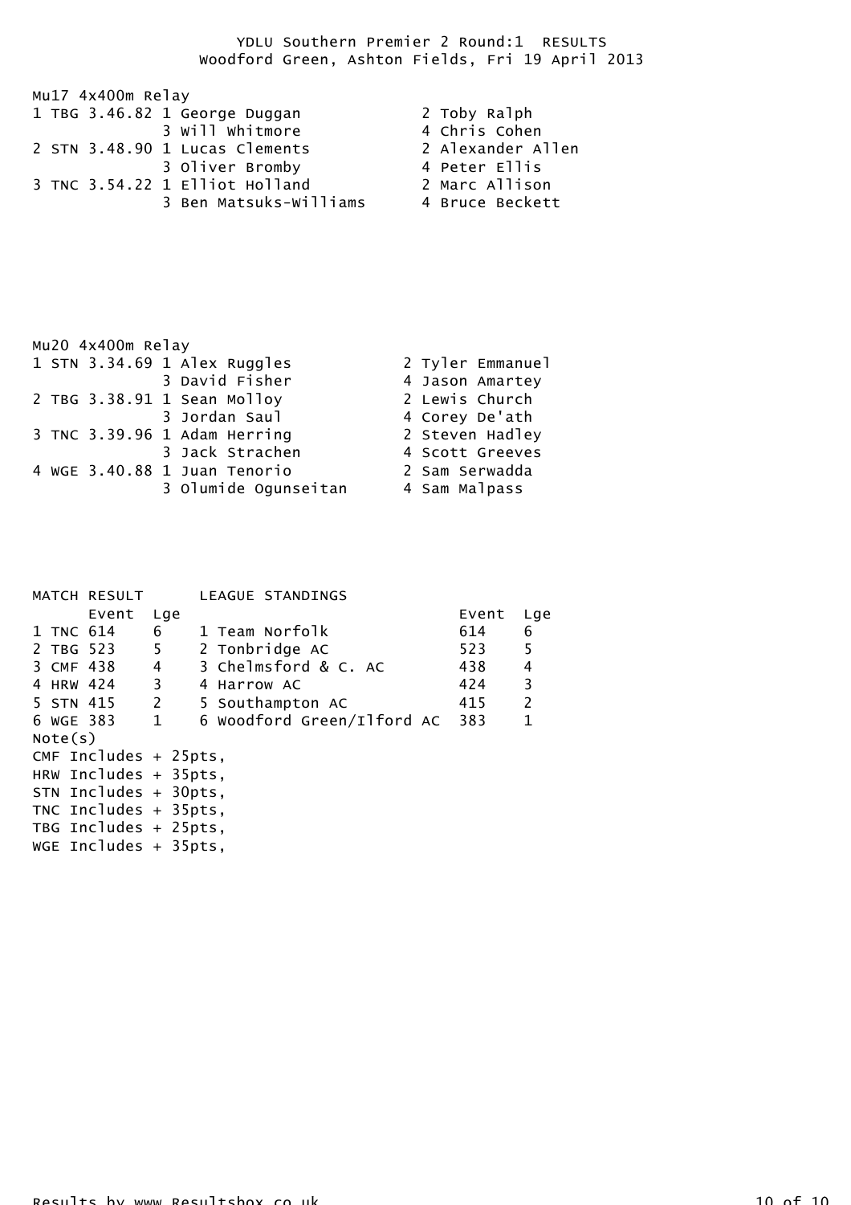# YDLU Southern Premier 2 Round:1 RESULTS

Woodford Green, Ashton Fields, Fri 19 April 2013

## Mu17 4x400m Relay

| Pos | Team | Time | Leg | Athlete | Leg | Athlete |
|---|---|---|---|---|---|---|
| 1 | TBG | 3.46.82 | 1 | George Duggan | 2 | Toby Ralph |
| | | | 3 | Will Whitmore | 4 | Chris Cohen |
| 2 | STN | 3.48.90 | 1 | Lucas Clements | 2 | Alexander Allen |
| | | | 3 | Oliver Bromby | 4 | Peter Ellis |
| 3 | TNC | 3.54.22 | 1 | Elliot Holland | 2 | Marc Allison |
| | | | 3 | Ben Matsuks-Williams | 4 | Bruce Beckett |

## Mu20 4x400m Relay

| Pos | Team | Time | Leg | Athlete | Leg | Athlete |
|---|---|---|---|---|---|---|
| 1 | STN | 3.34.69 | 1 | Alex Ruggles | 2 | Tyler Emmanuel |
| | | | 3 | David Fisher | 4 | Jason Amartey |
| 2 | TBG | 3.38.91 | 1 | Sean Molloy | 2 | Lewis Church |
| | | | 3 | Jordan Saul | 4 | Corey De'ath |
| 3 | TNC | 3.39.96 | 1 | Adam Herring | 2 | Steven Hadley |
| | | | 3 | Jack Strachen | 4 | Scott Greeves |
| 4 | WGE | 3.40.88 | 1 | Juan Tenorio | 2 | Sam Serwadda |
| | | | 3 | Olumide Ogunseitan | 4 | Sam Malpass |

## MATCH RESULT

| Pos | Team | Event | Lge |
|---|---|---|---|
| 1 | TNC | 614 | 6 |
| 2 | TBG | 523 | 5 |
| 3 | CMF | 438 | 4 |
| 4 | HRW | 424 | 3 |
| 5 | STN | 415 | 2 |
| 6 | WGE | 383 | 1 |

## LEAGUE STANDINGS

| Pos | Club | Event | Lge |
|---|---|---|---|
| 1 | Team Norfolk | 614 | 6 |
| 2 | Tonbridge AC | 523 | 5 |
| 3 | Chelmsford & C. AC | 438 | 4 |
| 4 | Harrow AC | 424 | 3 |
| 5 | Southampton AC | 415 | 2 |
| 6 | Woodford Green/Ilford AC | 383 | 1 |

Note(s)

CMF Includes + 25pts,
HRW Includes + 35pts,
STN Includes + 30pts,
TNC Includes + 35pts,
TBG Includes + 25pts,
WGE Includes + 35pts,

Results by www.Resultsbox.co.uk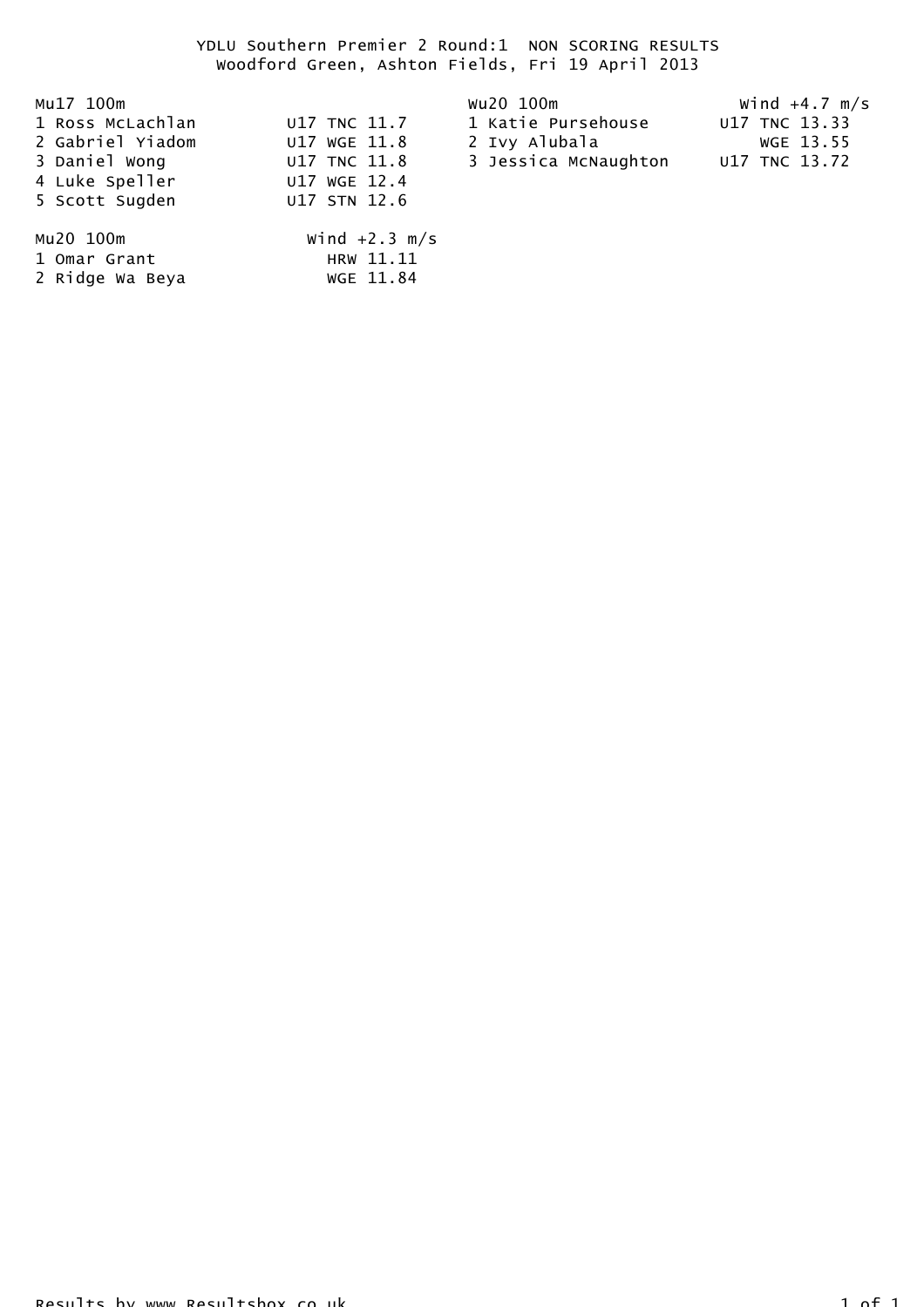YDLU Southern Premier 2 Round:1  NON SCORING RESULTS
Woodford Green, Ashton Fields, Fri 19 April 2013

**Mu17 100m**

| | | | | |
|---|---|---|---|---|
| 1 | Ross McLachlan | U17 | TNC | 11.7 |
| 2 | Gabriel Yiadom | U17 | WGE | 11.8 |
| 3 | Daniel Wong | U17 | TNC | 11.8 |
| 4 | Luke Speller | U17 | WGE | 12.4 |
| 5 | Scott Sugden | U17 | STN | 12.6 |

**Mu20 100m** Wind +2.3 m/s

| | | | | |
|---|---|---|---|---|
| 1 | Omar Grant | | HRW | 11.11 |
| 2 | Ridge Wa Beya | | WGE | 11.84 |

**Wu20 100m** Wind +4.7 m/s

| | | | | |
|---|---|---|---|---|
| 1 | Katie Pursehouse | U17 | TNC | 13.33 |
| 2 | Ivy Alubala | | WGE | 13.55 |
| 3 | Jessica McNaughton | U17 | TNC | 13.72 |

Results by www.Resultsbox.co.uk